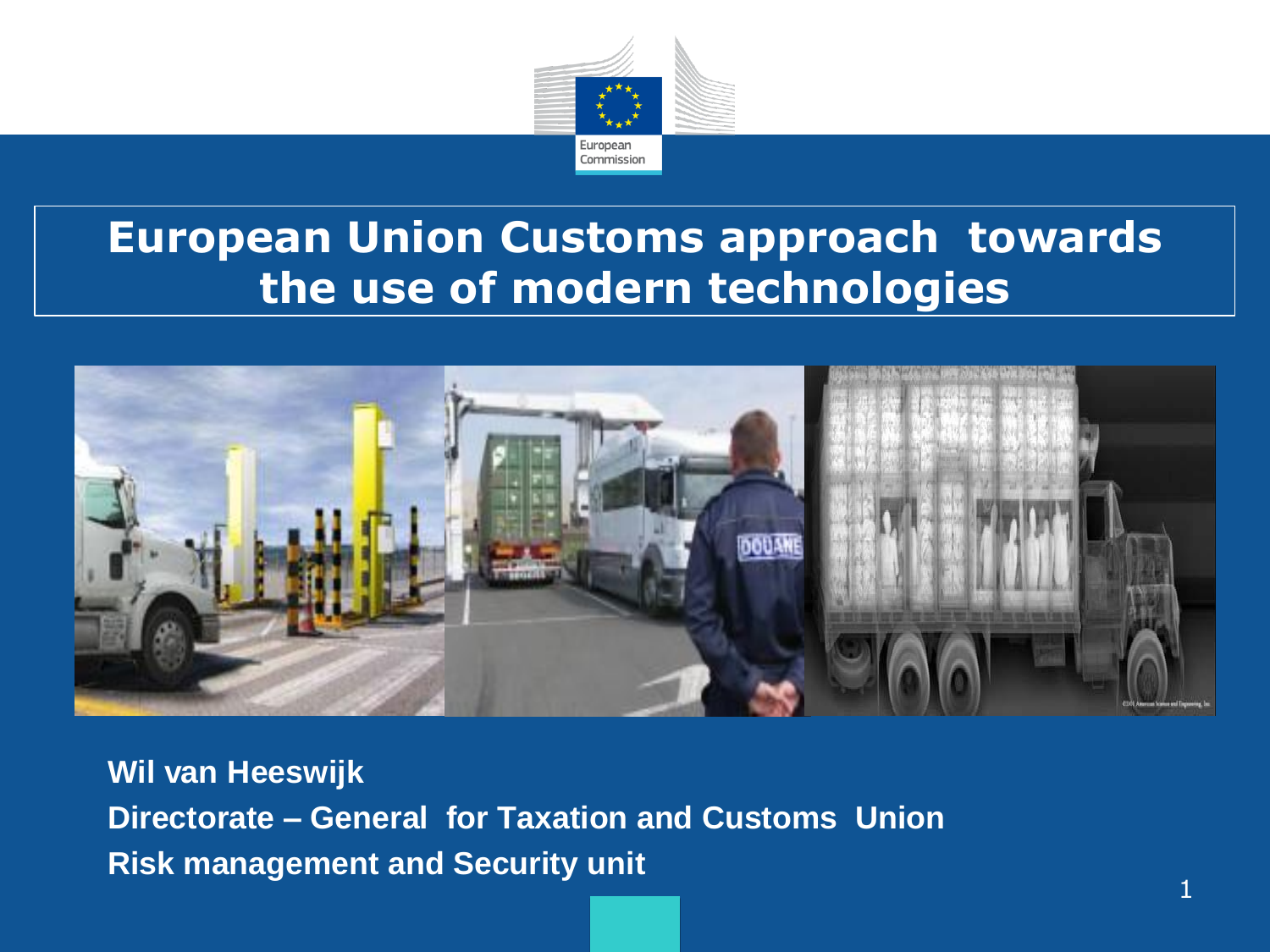European Commission

# European Union Customs approach towards the use of modern technologies

**Wil van Heeswijk**
**Directorate – General for Taxation and Customs Union**
**Risk management and Security unit**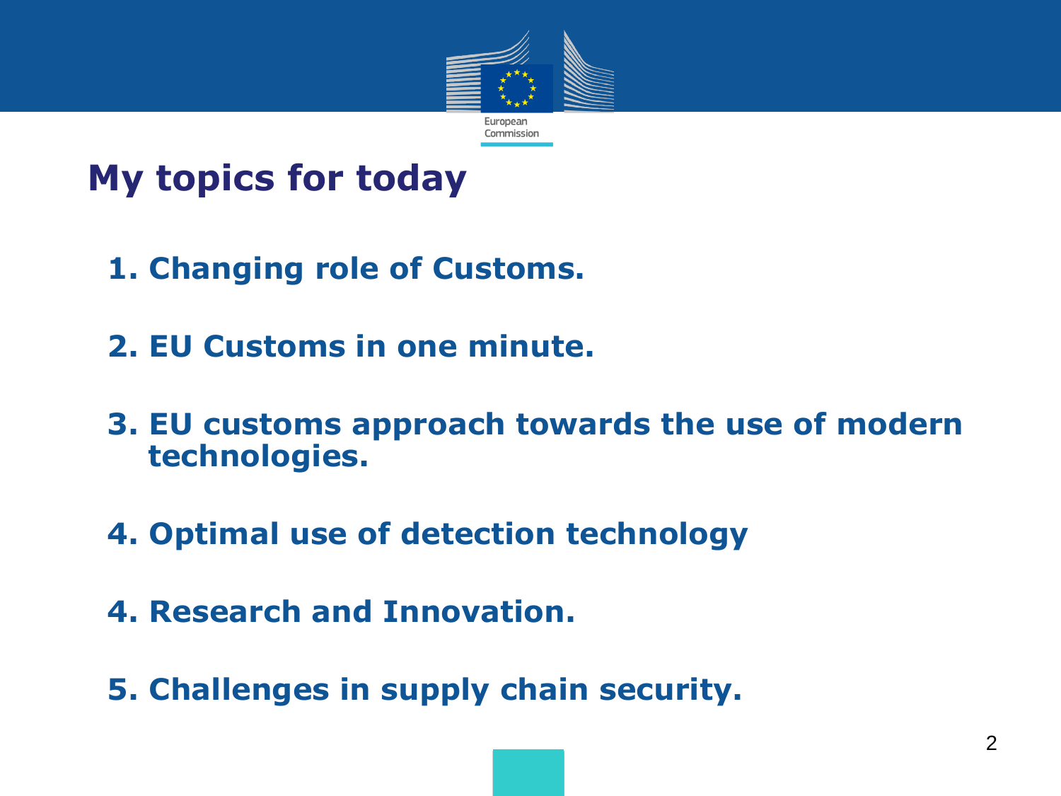# My topics for today

1. Changing role of Customs.

2. EU Customs in one minute.

3. EU customs approach towards the use of modern technologies.

4. Optimal use of detection technology

4. Research and Innovation.

5. Challenges in supply chain security.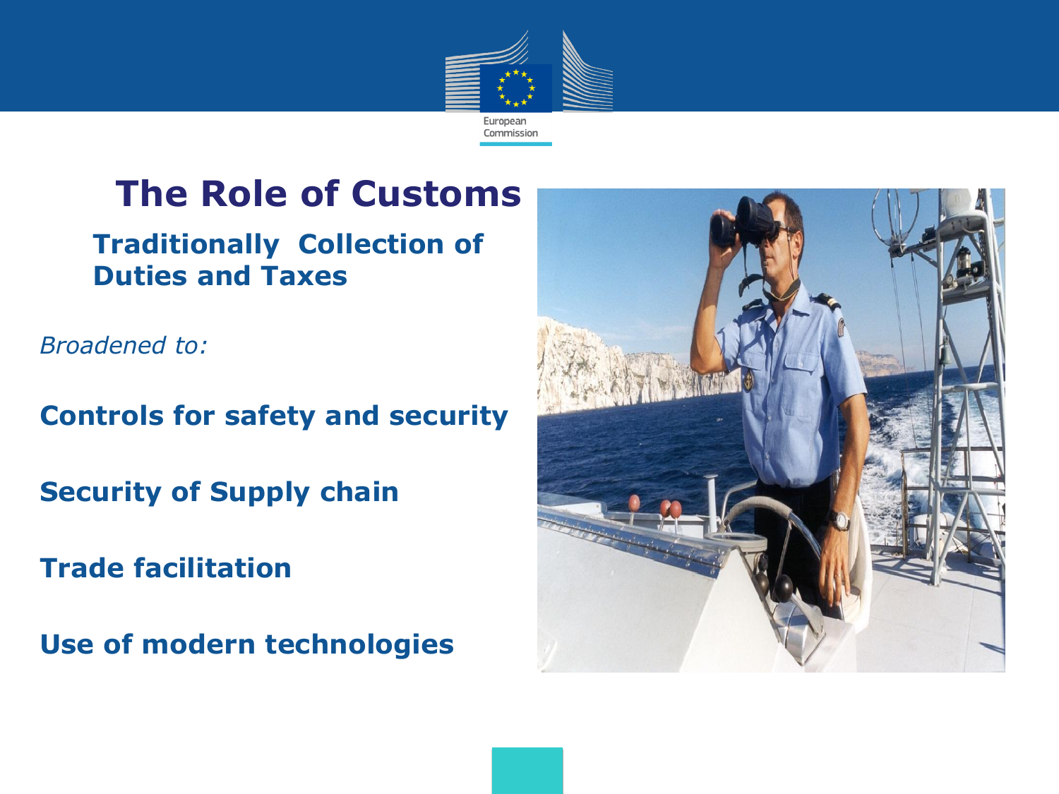# The Role of Customs

**Traditionally Collection of Duties and Taxes**

*Broadened to:*

**Controls for safety and security**

**Security of Supply chain**

**Trade facilitation**

**Use of modern technologies**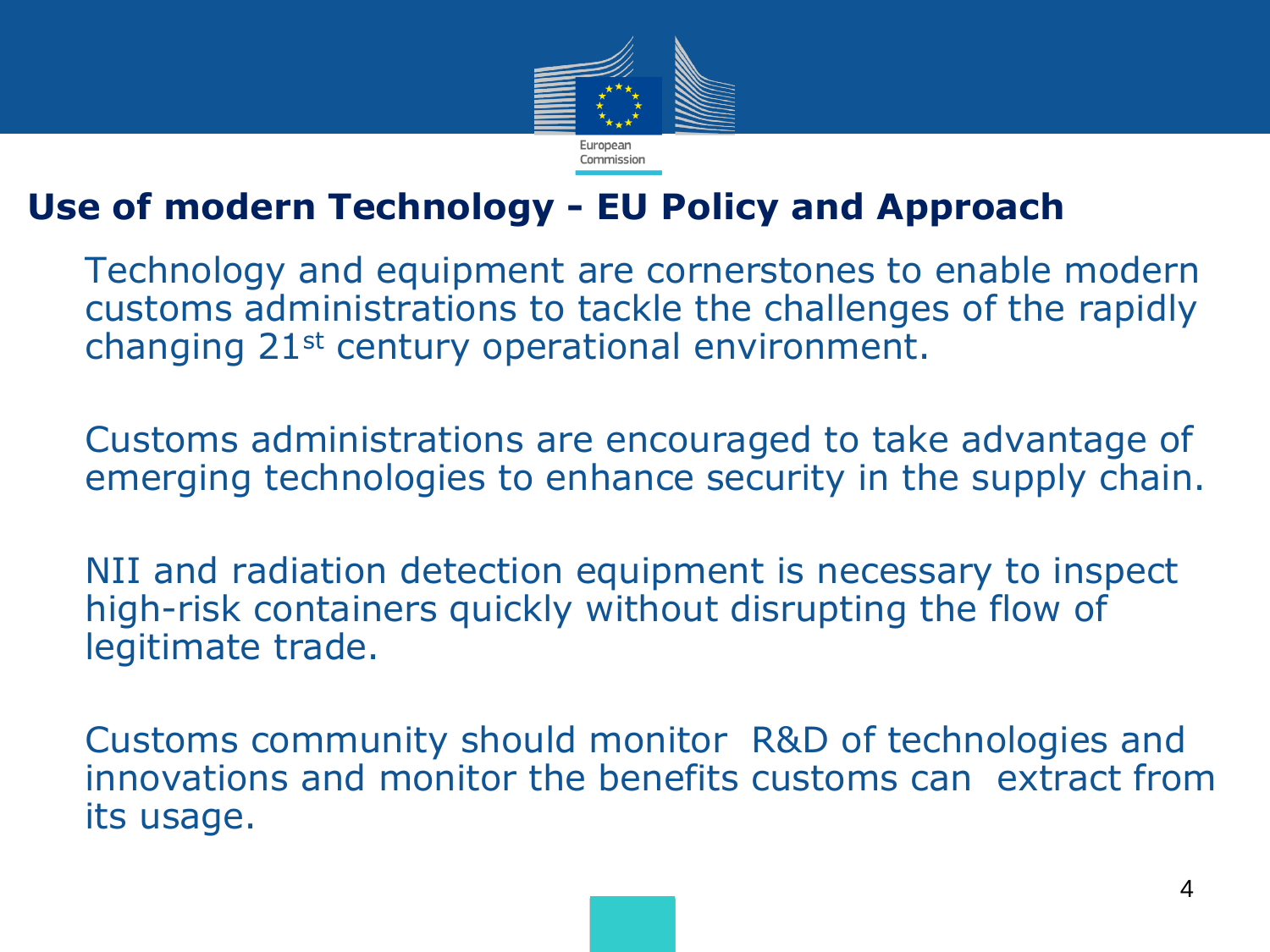## Use of modern Technology - EU Policy and Approach

Technology and equipment are cornerstones to enable modern customs administrations to tackle the challenges of the rapidly changing 21st century operational environment.

Customs administrations are encouraged to take advantage of emerging technologies to enhance security in the supply chain.

NII and radiation detection equipment is necessary to inspect high-risk containers quickly without disrupting the flow of legitimate trade.

Customs community should monitor R&D of technologies and innovations and monitor the benefits customs can extract from its usage.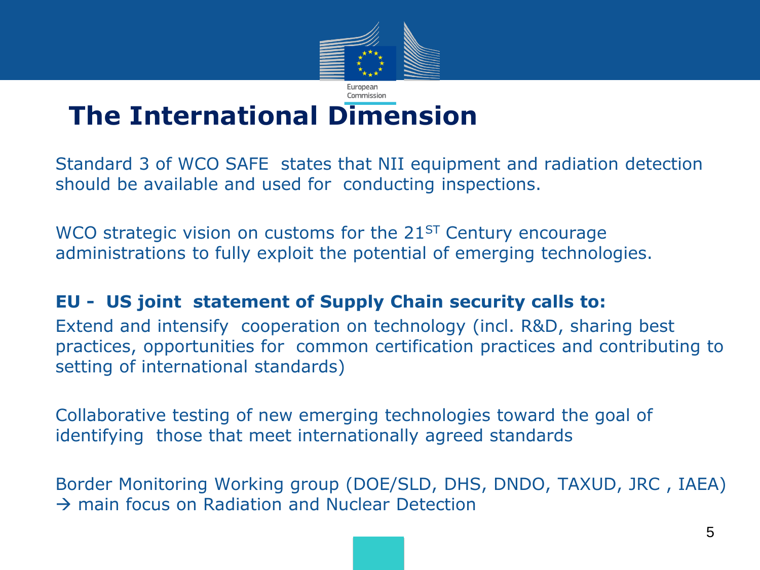# The International Dimension

Standard 3 of WCO SAFE states that NII equipment and radiation detection should be available and used for conducting inspections.

WCO strategic vision on customs for the 21$^{ST}$ Century encourage administrations to fully exploit the potential of emerging technologies.

**EU - US joint statement of Supply Chain security calls to:**

Extend and intensify cooperation on technology (incl. R&D, sharing best practices, opportunities for common certification practices and contributing to setting of international standards)

Collaborative testing of new emerging technologies toward the goal of identifying those that meet internationally agreed standards

Border Monitoring Working group (DOE/SLD, DHS, DNDO, TAXUD, JRC , IAEA) → main focus on Radiation and Nuclear Detection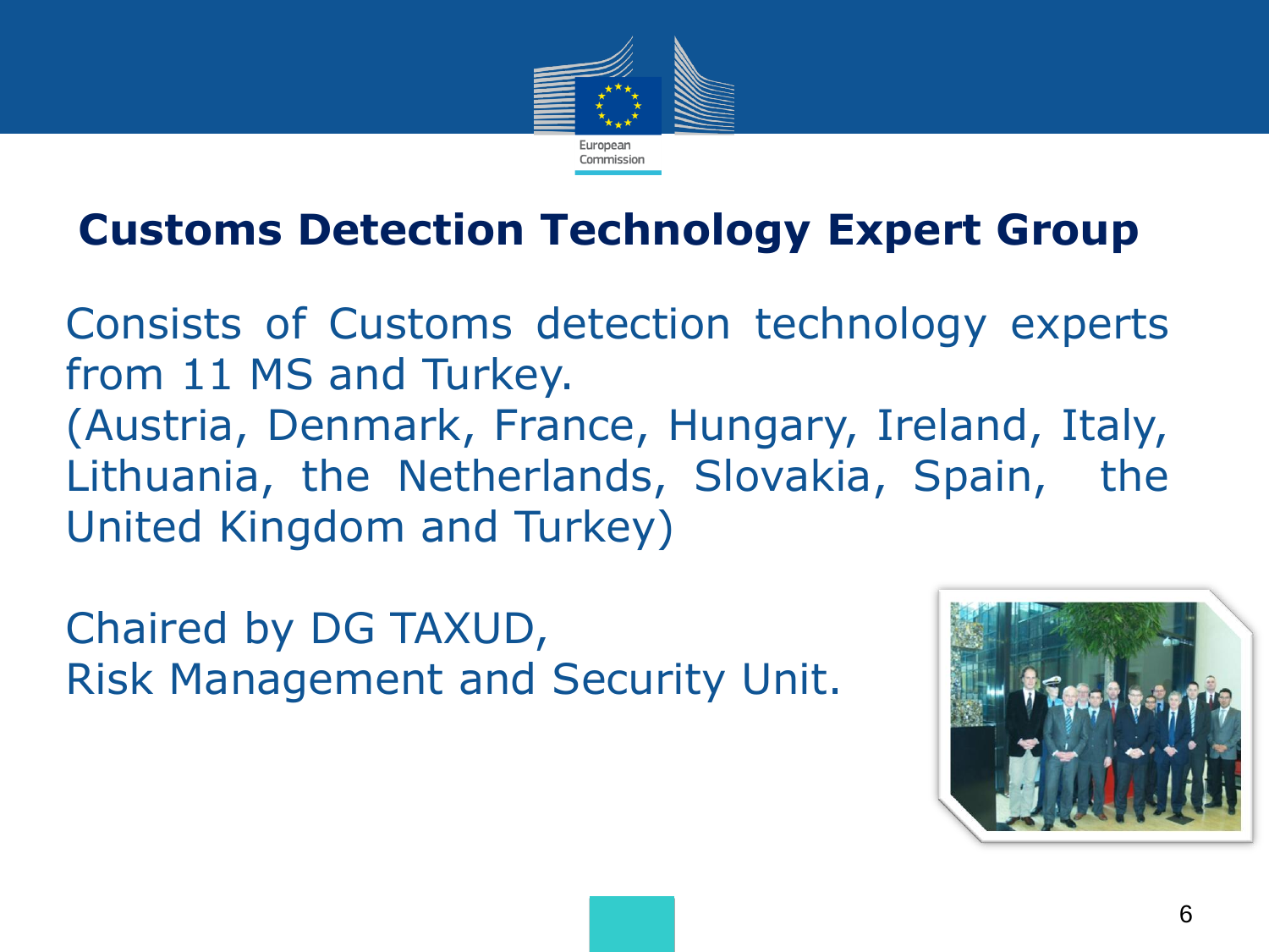# Customs Detection Technology Expert Group

Consists of Customs detection technology experts from 11 MS and Turkey.
(Austria, Denmark, France, Hungary, Ireland, Italy, Lithuania, the Netherlands, Slovakia, Spain, the United Kingdom and Turkey)

Chaired by DG TAXUD,
Risk Management and Security Unit.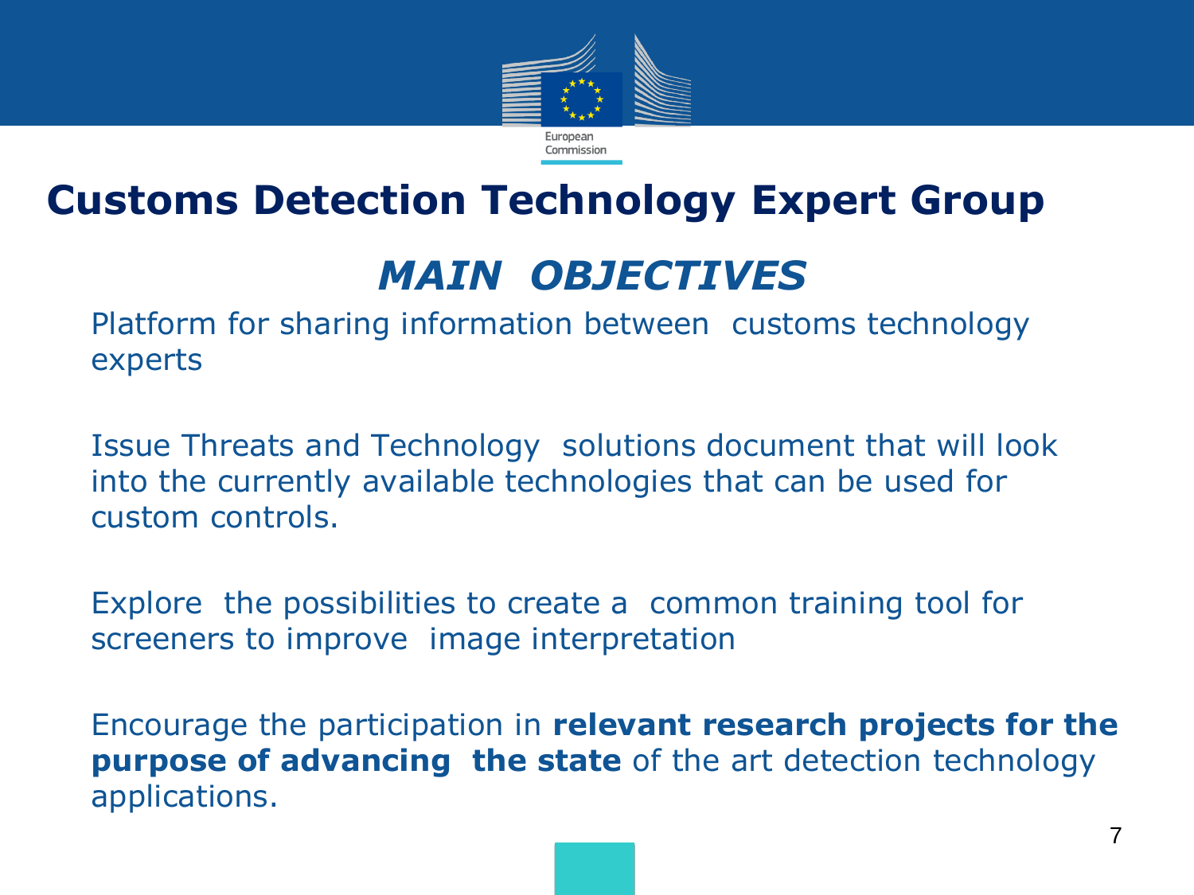# Customs Detection Technology Expert Group

## *MAIN OBJECTIVES*

Platform for sharing information between customs technology experts

Issue Threats and Technology solutions document that will look into the currently available technologies that can be used for custom controls.

Explore the possibilities to create a common training tool for screeners to improve image interpretation

Encourage the participation in **relevant research projects for the purpose of advancing the state** of the art detection technology applications.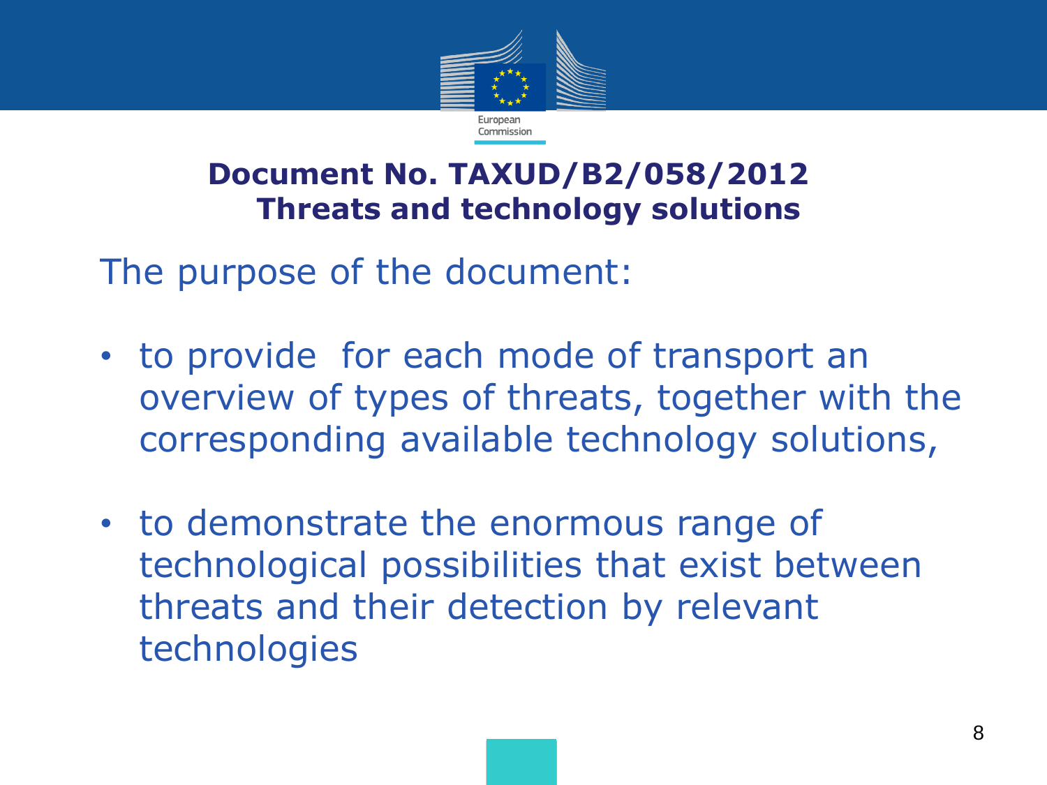## Document No. TAXUD/B2/058/2012
## Threats and technology solutions

The purpose of the document:

- to provide for each mode of transport an overview of types of threats, together with the corresponding available technology solutions,
- to demonstrate the enormous range of technological possibilities that exist between threats and their detection by relevant technologies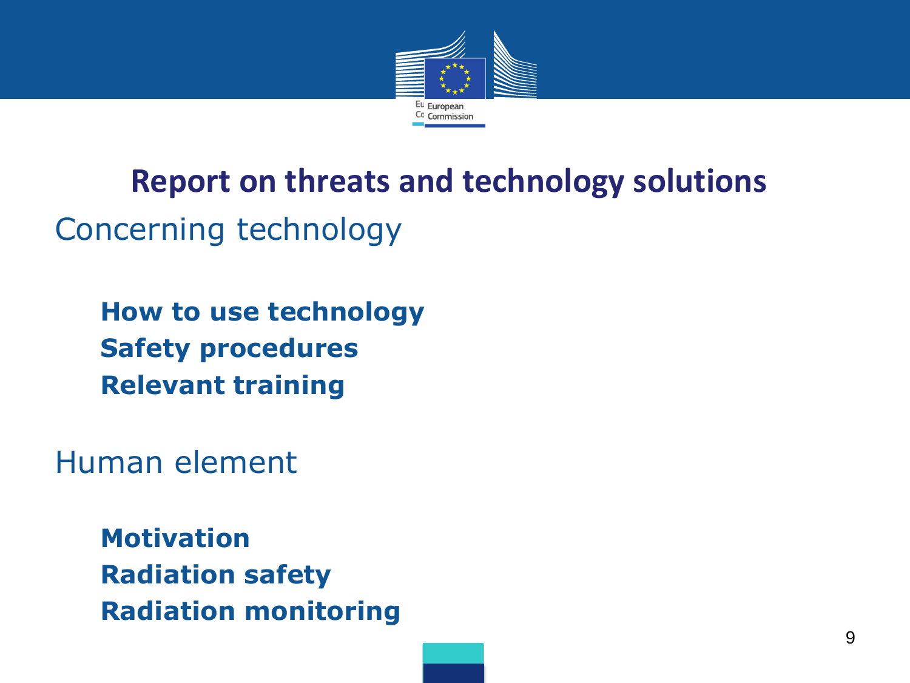# Report on threats and technology solutions

## Concerning technology

**How to use technology**
**Safety procedures**
**Relevant training**

## Human element

**Motivation**
**Radiation safety**
**Radiation monitoring**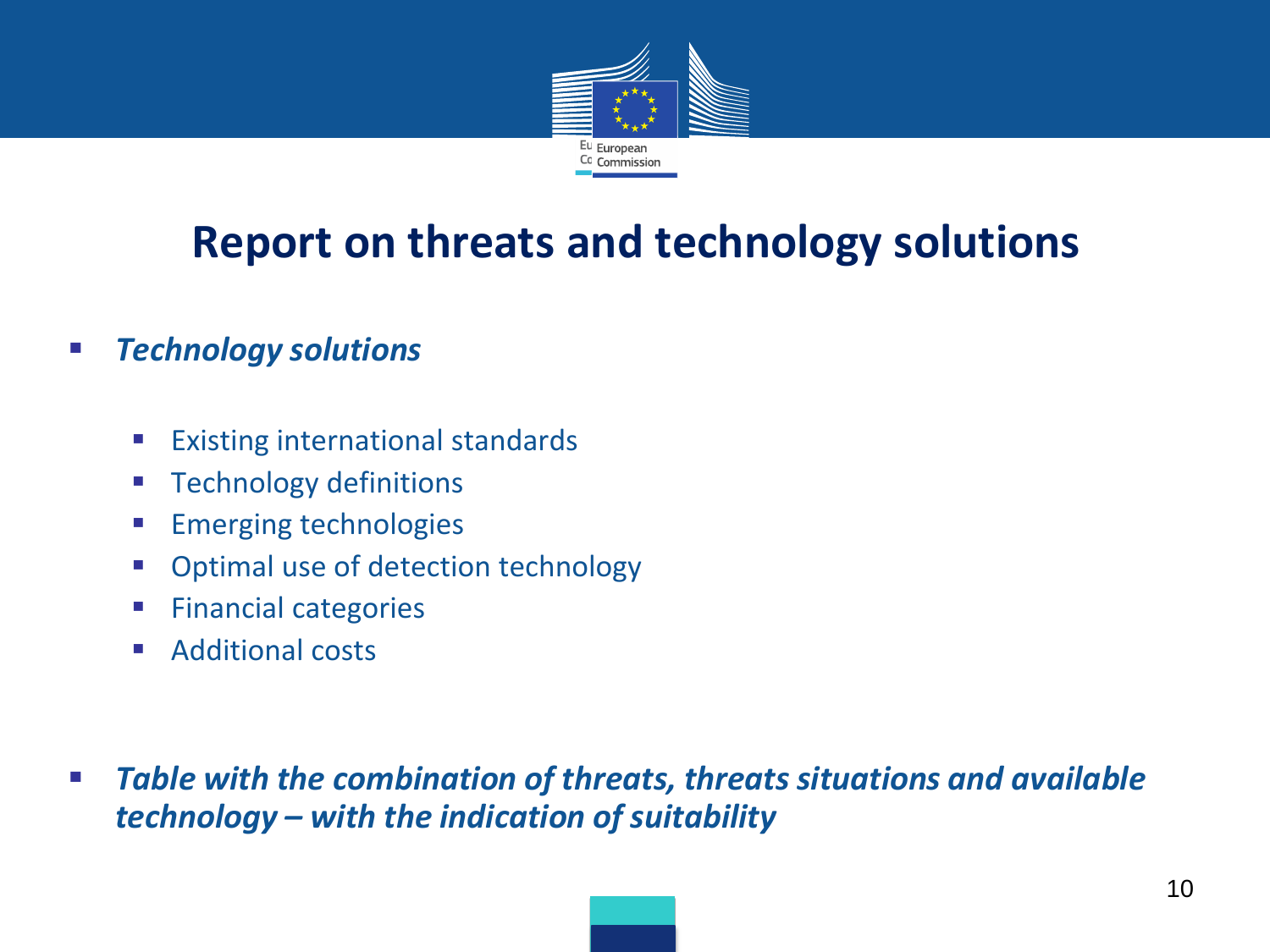# Report on threats and technology solutions

- ***Technology solutions***
  - Existing international standards
  - Technology definitions
  - Emerging technologies
  - Optimal use of detection technology
  - Financial categories
  - Additional costs

- ***Table with the combination of threats, threats situations and available technology – with the indication of suitability***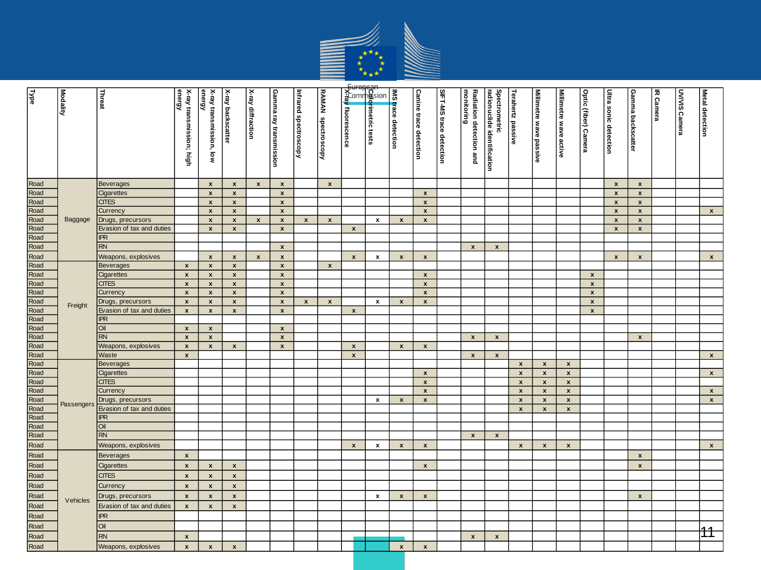| Type | Modality | Threat | X-ray transmission; high energy | X-ray transmission, low energy | X-ray backscatter | X-ray diffraction | Gamma ray transmission | Infrared spectroscopy | RAMAN spectroscopy | X-ray fluorescence | Colorimetric tests | IMS trace detection | Canine trace detection | SIFT-MS trace detection | Radiation detection and monitoring | Spectrometric radionuclide identification | Terahertz passive | Millimetre wave passive | Millimetre wave active | Optic (fiber) Camera | Ultra sonic detection | Gamma backscatter | IR Camera | UV/VIS Camera | Metal detection |
|---|---|---|---|---|---|---|---|---|---|---|---|---|---|---|---|---|---|---|---|---|---|---|---|---|---|
| Road | Baggage | Beverages | | x | x | x | x | | x | | | | | | | | | | | | x | x | | | |
| Road | Baggage | Cigarettes | | x | x | | x | | | | | | x | | | | | | | | x | x | | | |
| Road | Baggage | CITES | | x | x | | x | | | | | | x | | | | | | | | x | x | | | |
| Road | Baggage | Currency | | x | x | | x | | | | | | x | | | | | | | | x | x | | | x |
| Road | Baggage | Drugs, precursors | | x | x | x | x | x | x | | x | x | x | | | | | | | | x | x | | | |
| Road | Baggage | Evasion of tax and duties | | x | x | | x | | | x | | | | | | | | | | | x | x | | | |
| Road | Baggage | IPR | | | | | | | | | | | | | | | | | | | | | | | |
| Road | Baggage | RN | | | | | x | | | | | | | | x | x | | | | | | | | | |
| Road | Baggage | Weapons, explosives | | x | x | x | x | | | x | x | x | x | | | | | | | | x | x | | | x |
| Road | Freight | Beverages | x | x | x | | x | | x | | | | | | | | | | | | | | | | |
| Road | Freight | Cigarettes | x | x | x | | x | | | | | | x | | | | | | | x | | | | | |
| Road | Freight | CITES | x | x | x | | x | | | | | | x | | | | | | | x | | | | | |
| Road | Freight | Currency | x | x | x | | x | | | | | | x | | | | | | | x | | | | | |
| Road | Freight | Drugs, precursors | x | x | x | | x | x | x | | x | x | x | | | | | | | x | | | | | |
| Road | Freight | Evasion of tax and duties | x | x | x | | x | | | x | | | | | | | | | | x | | | | | |
| Road | Freight | IPR | | | | | | | | | | | | | | | | | | | | | | | |
| Road | Freight | Oil | x | x | | | x | | | | | | | | | | | | | | | | | | |
| Road | Freight | RN | x | x | | | x | | | | | | | | x | x | | | | | | x | | | |
| Road | Freight | Weapons, explosives | x | x | x | | x | | | x | | x | x | | | | | | | | | | | | |
| Road | Freight | Waste | x | | | | | | | x | | | | | x | x | | | | | | | | | x |
| Road | Passengers | Beverages | | | | | | | | | | | | | | | x | x | x | | | | | | |
| Road | Passengers | Cigarettes | | | | | | | | | | | x | | | | x | x | x | | | | | | x |
| Road | Passengers | CITES | | | | | | | | | | | x | | | | x | x | x | | | | | | |
| Road | Passengers | Currency | | | | | | | | | | | x | | | | x | x | x | | | | | | x |
| Road | Passengers | Drugs, precursors | | | | | | | | | x | x | x | | | | x | x | x | | | | | | x |
| Road | Passengers | Evasion of tax and duties | | | | | | | | | | | | | | | x | x | x | | | | | | |
| Road | Passengers | IPR | | | | | | | | | | | | | | | | | | | | | | | |
| Road | Passengers | Oil | | | | | | | | | | | | | | | | | | | | | | | |
| Road | Passengers | RN | | | | | | | | | | | | | x | x | | | | | | | | | |
| Road | Passengers | Weapons, explosives | | | | | | | | x | x | x | x | | | | x | x | x | | | | | | x |
| Road | Vehicles | Beverages | x | | | | | | | | | | | | | | | | | | | x | | | |
| Road | Vehicles | Cigarettes | x | x | x | | | | | | | | x | | | | | | | | | x | | | |
| Road | Vehicles | CITES | x | x | x | | | | | | | | | | | | | | | | | | | | |
| Road | Vehicles | Currency | x | x | x | | | | | | | | | | | | | | | | | | | | |
| Road | Vehicles | Drugs, precursors | x | x | x | | | | | | x | x | x | | | | | | | | | x | | | |
| Road | Vehicles | Evasion of tax and duties | x | x | x | | | | | | | | | | | | | | | | | | | | |
| Road | Vehicles | IPR | | | | | | | | | | | | | | | | | | | | | | | |
| Road | Vehicles | Oil | | | | | | | | | | | | | | | | | | | | | | | |
| Road | Vehicles | RN | x | | | | | | | | | | | | x | x | | | | | | | | | |
| Road | Vehicles | Weapons, explosives | x | x | x | | | | | | | x | x | | | | | | | | | | | | |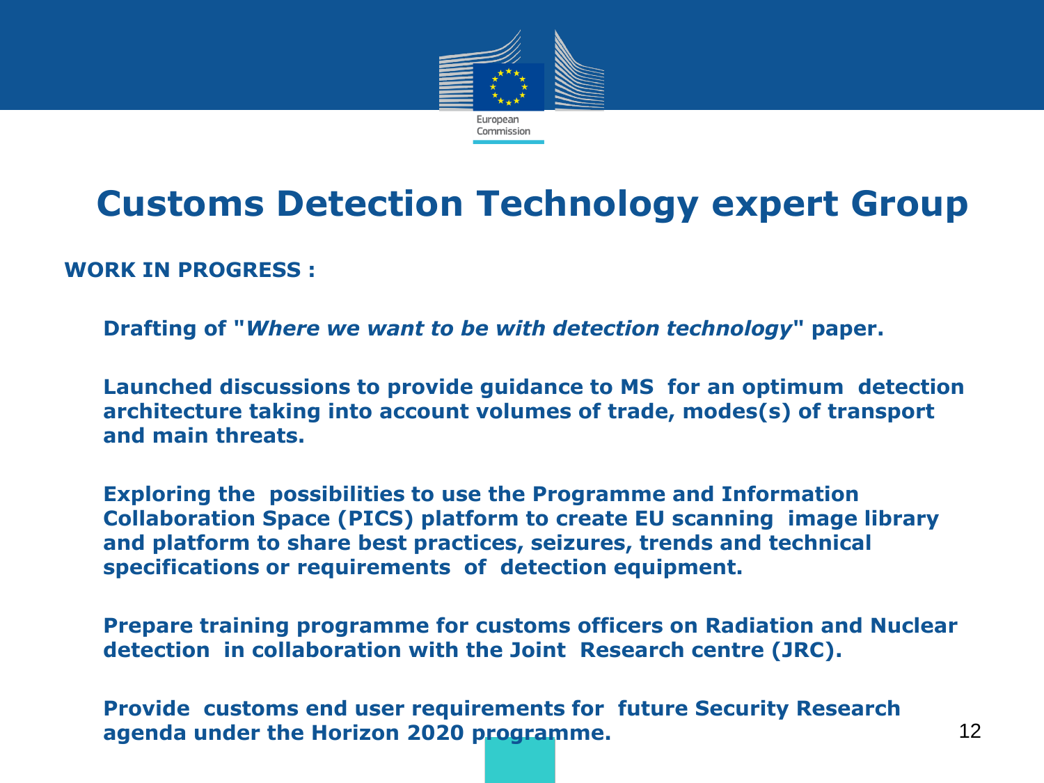# Customs Detection Technology expert Group

**WORK IN PROGRESS :**

**Drafting of "*Where we want to be with detection technology*" paper.**

**Launched discussions to provide guidance to MS for an optimum detection architecture taking into account volumes of trade, modes(s) of transport and main threats.**

**Exploring the possibilities to use the Programme and Information Collaboration Space (PICS) platform to create EU scanning image library and platform to share best practices, seizures, trends and technical specifications or requirements of detection equipment.**

**Prepare training programme for customs officers on Radiation and Nuclear detection in collaboration with the Joint Research centre (JRC).**

**Provide customs end user requirements for future Security Research agenda under the Horizon 2020 programme.**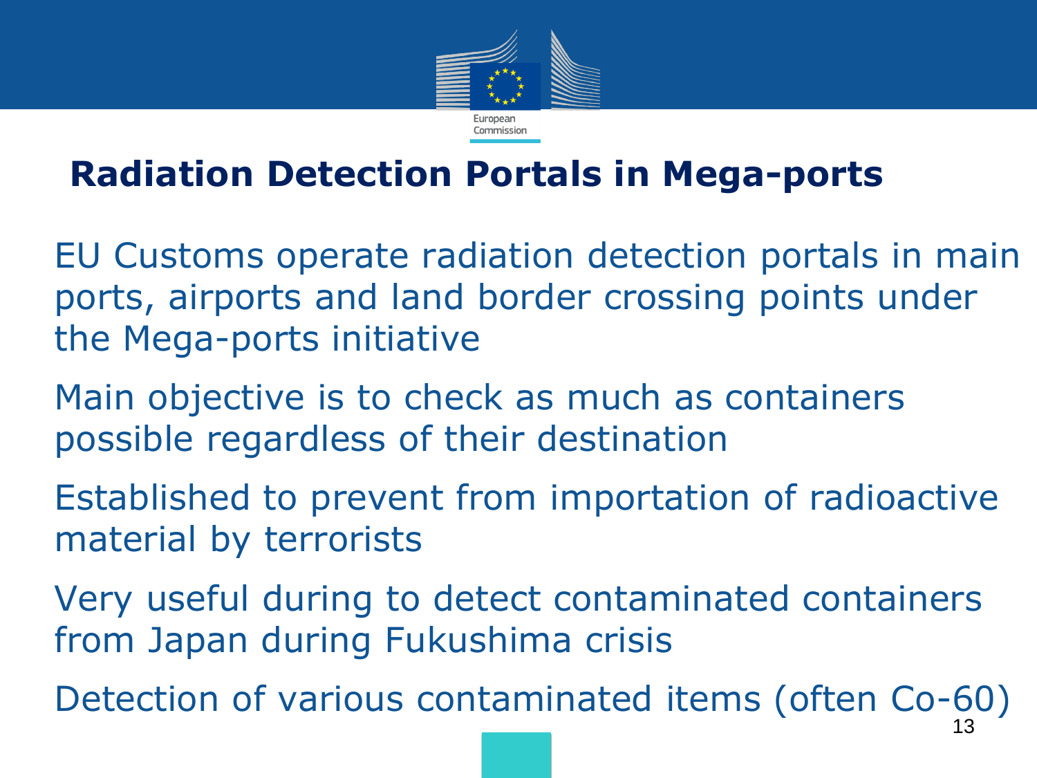# Radiation Detection Portals in Mega-ports

- EU Customs operate radiation detection portals in main ports, airports and land border crossing points under the Mega-ports initiative
- Main objective is to check as much as containers possible regardless of their destination
- Established to prevent from importation of radioactive material by terrorists
- Very useful during to detect contaminated containers from Japan during Fukushima crisis
- Detection of various contaminated items (often Co-60)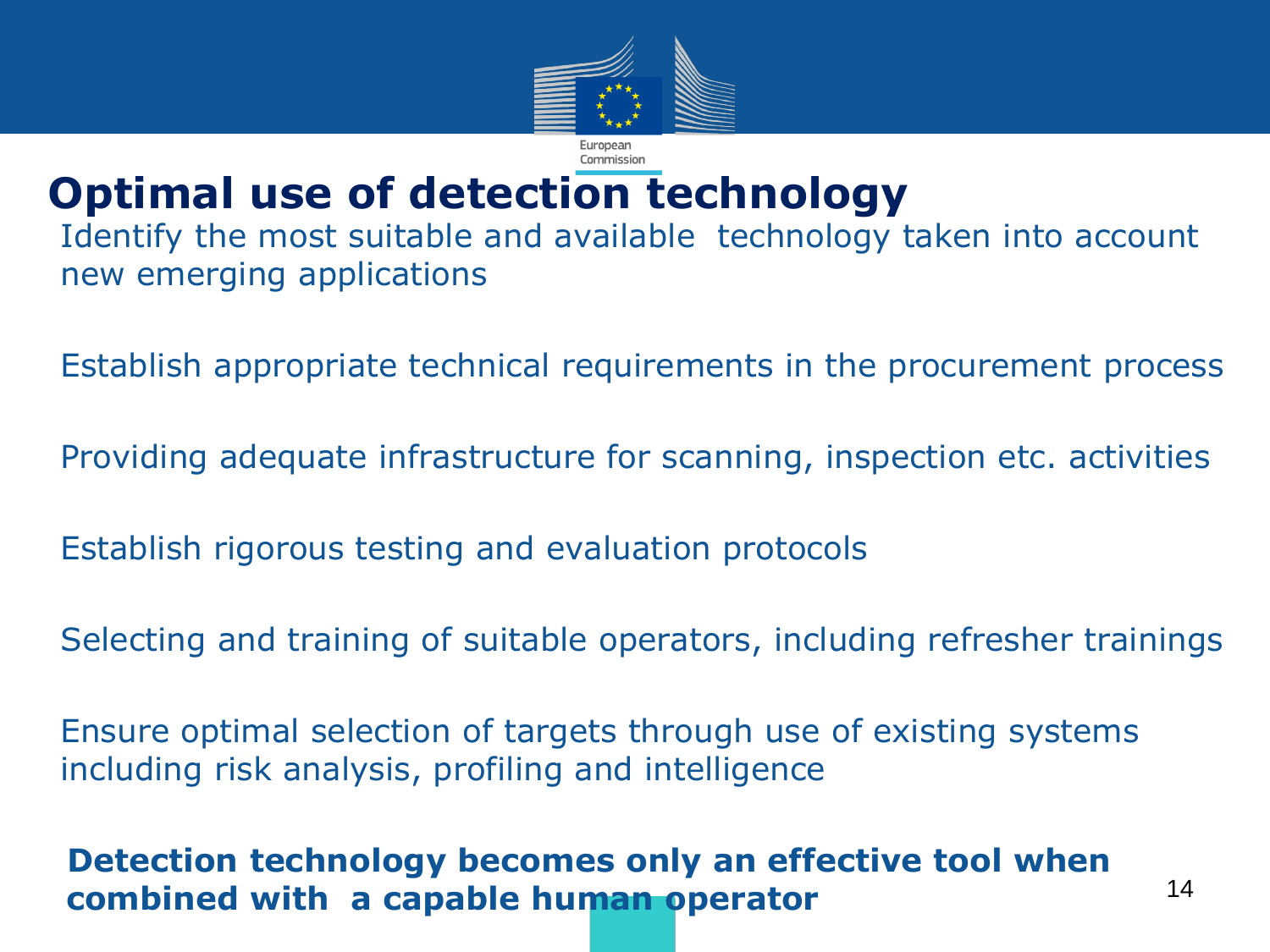# Optimal use of detection technology

Identify the most suitable and available technology taken into account new emerging applications

Establish appropriate technical requirements in the procurement process

Providing adequate infrastructure for scanning, inspection etc. activities

Establish rigorous testing and evaluation protocols

Selecting and training of suitable operators, including refresher trainings

Ensure optimal selection of targets through use of existing systems including risk analysis, profiling and intelligence

**Detection technology becomes only an effective tool when combined with a capable human operator**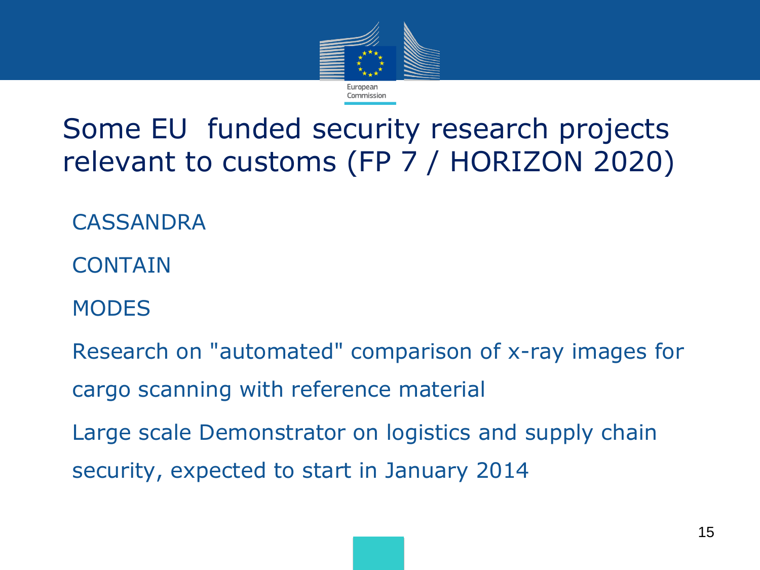# Some EU funded security research projects relevant to customs (FP 7 / HORIZON 2020)

CASSANDRA

CONTAIN

MODES

Research on "automated" comparison of x-ray images for cargo scanning with reference material

Large scale Demonstrator on logistics and supply chain security, expected to start in January 2014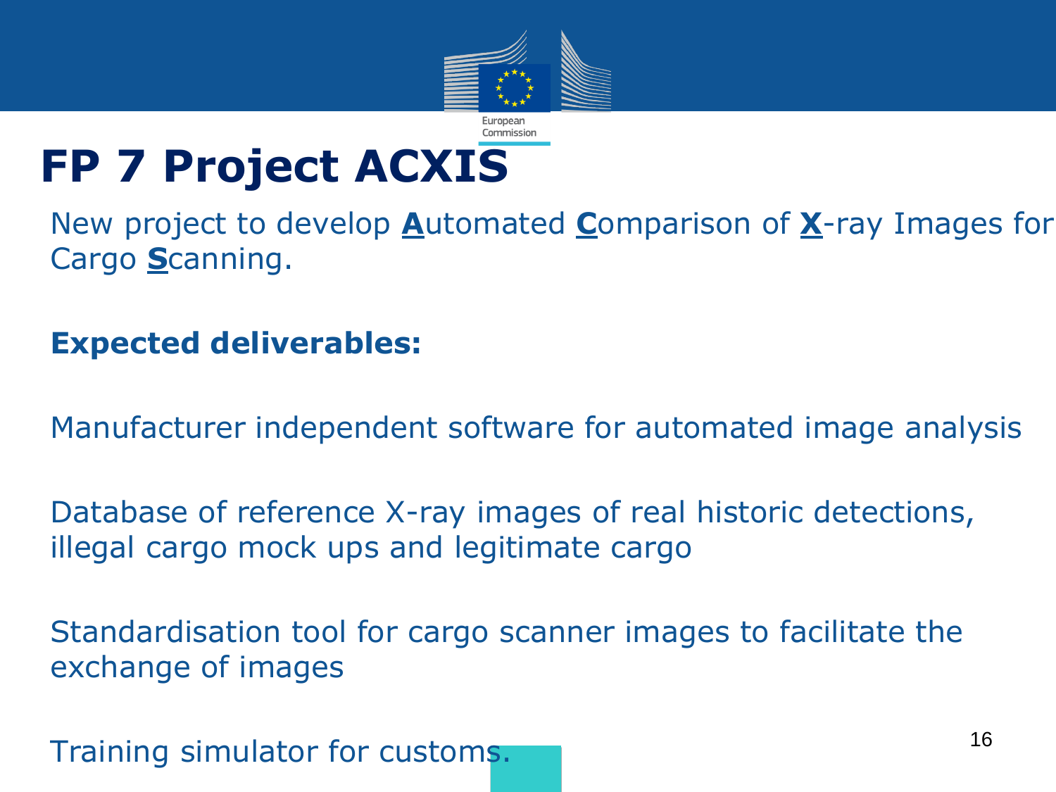# FP 7 Project ACXIS

New project to develop **A**utomated **C**omparison of **X**-ray Images for Cargo **S**canning.

**Expected deliverables:**

Manufacturer independent software for automated image analysis

Database of reference X-ray images of real historic detections, illegal cargo mock ups and legitimate cargo

Standardisation tool for cargo scanner images to facilitate the exchange of images

Training simulator for customs.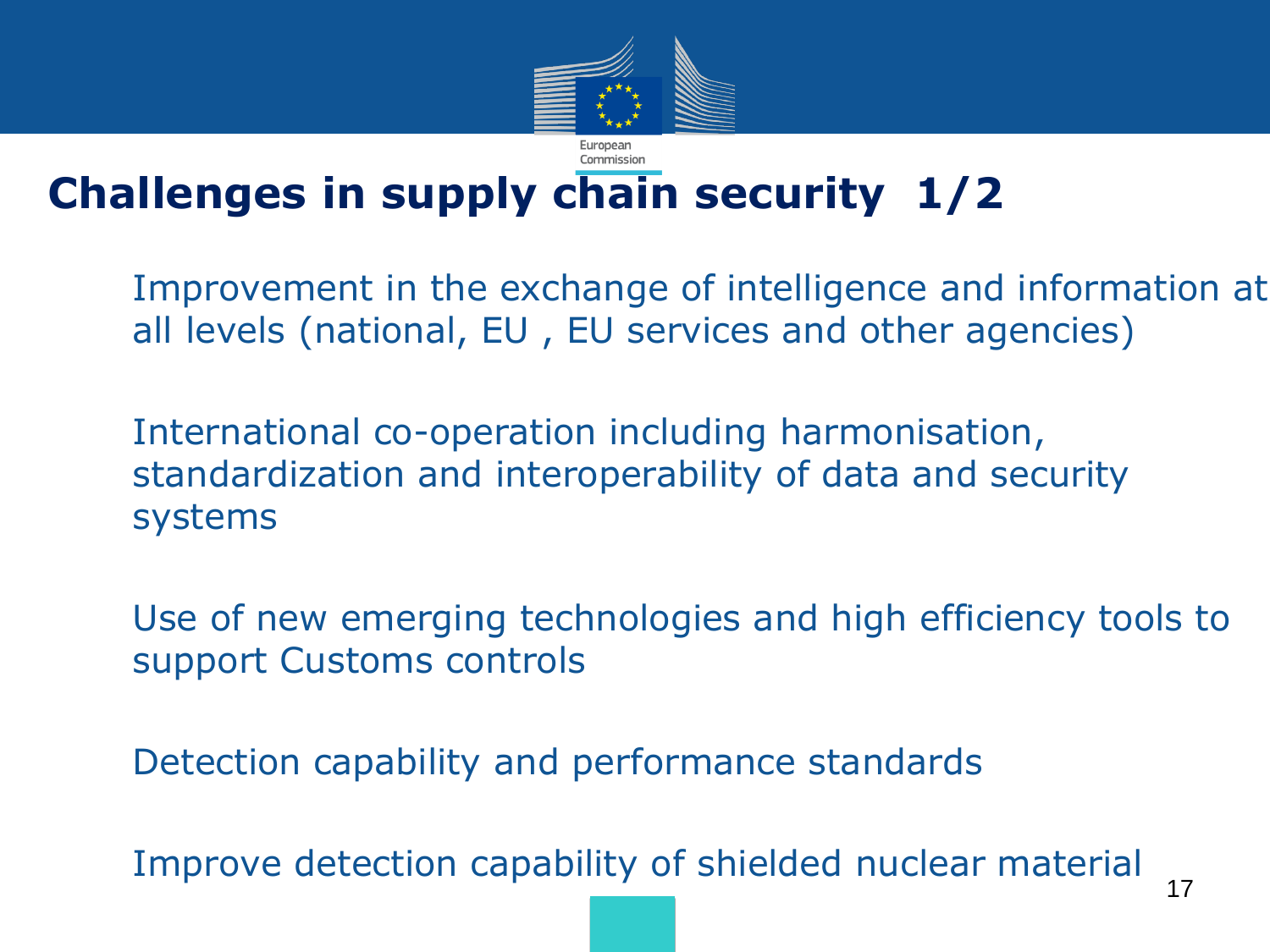# Challenges in supply chain security 1/2

Improvement in the exchange of intelligence and information at all levels (national, EU , EU services and other agencies)

International co-operation including harmonisation, standardization and interoperability of data and security systems

Use of new emerging technologies and high efficiency tools to support Customs controls

Detection capability and performance standards

Improve detection capability of shielded nuclear material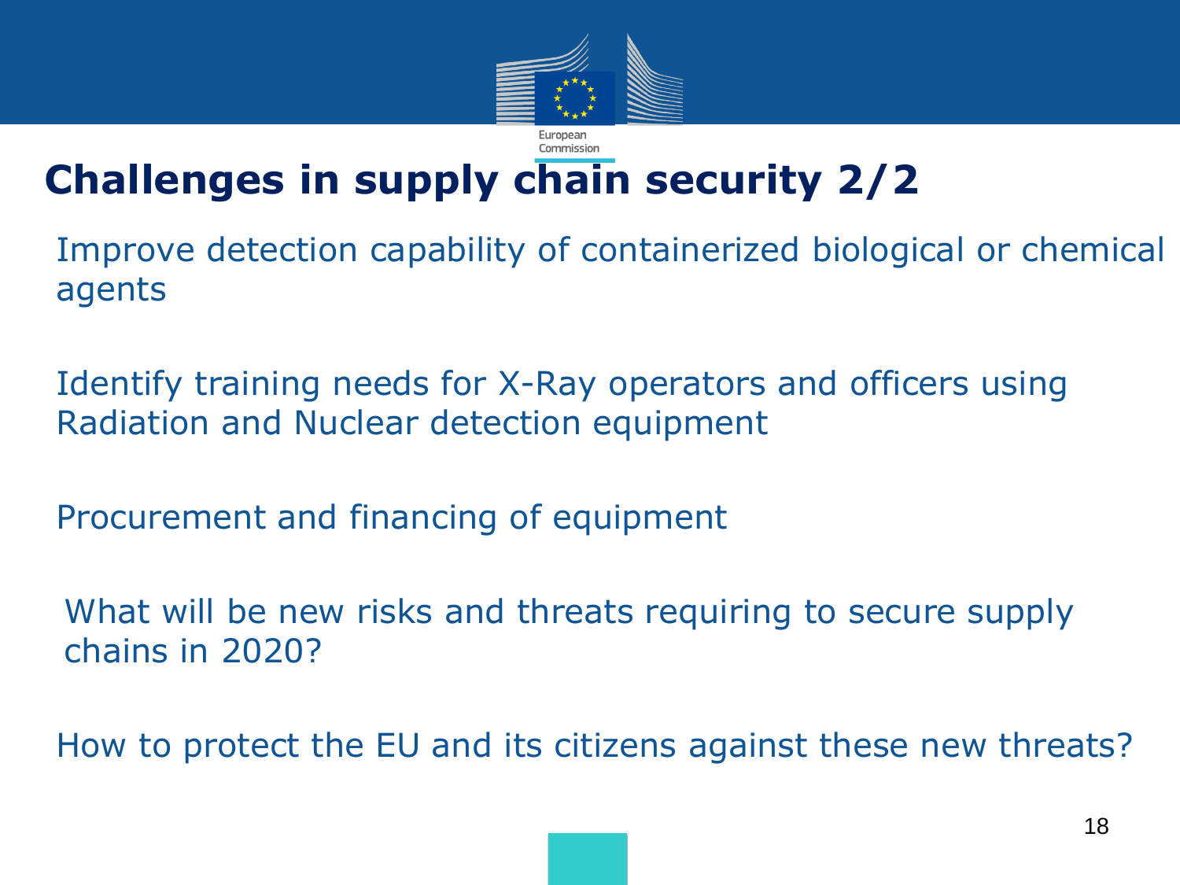# Challenges in supply chain security 2/2

Improve detection capability of containerized biological or chemical agents

Identify training needs for X-Ray operators and officers using Radiation and Nuclear detection equipment

Procurement and financing of equipment

What will be new risks and threats requiring to secure supply chains in 2020?

How to protect the EU and its citizens against these new threats?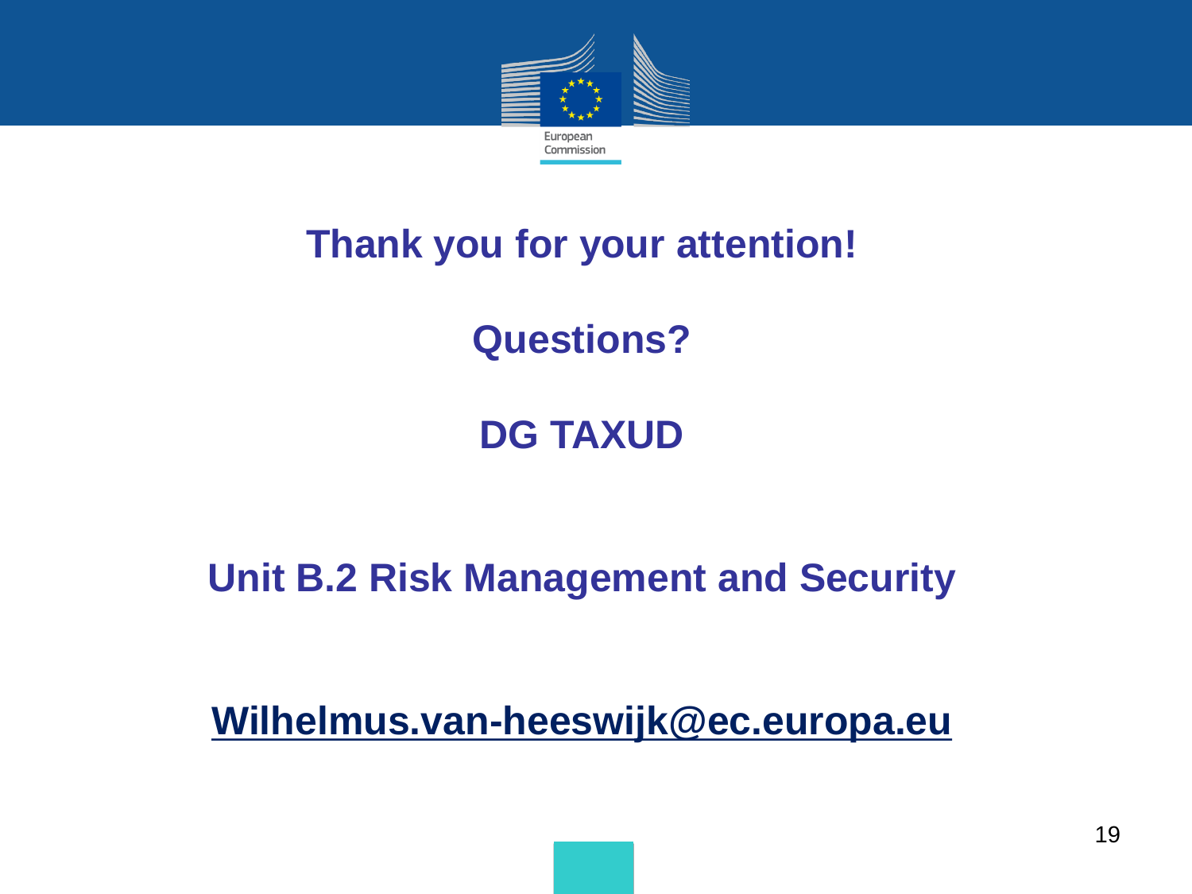**Thank you for your attention!**

**Questions?**

**DG TAXUD**

**Unit B.2 Risk Management and Security**

**Wilhelmus.van-heeswijk@ec.europa.eu**